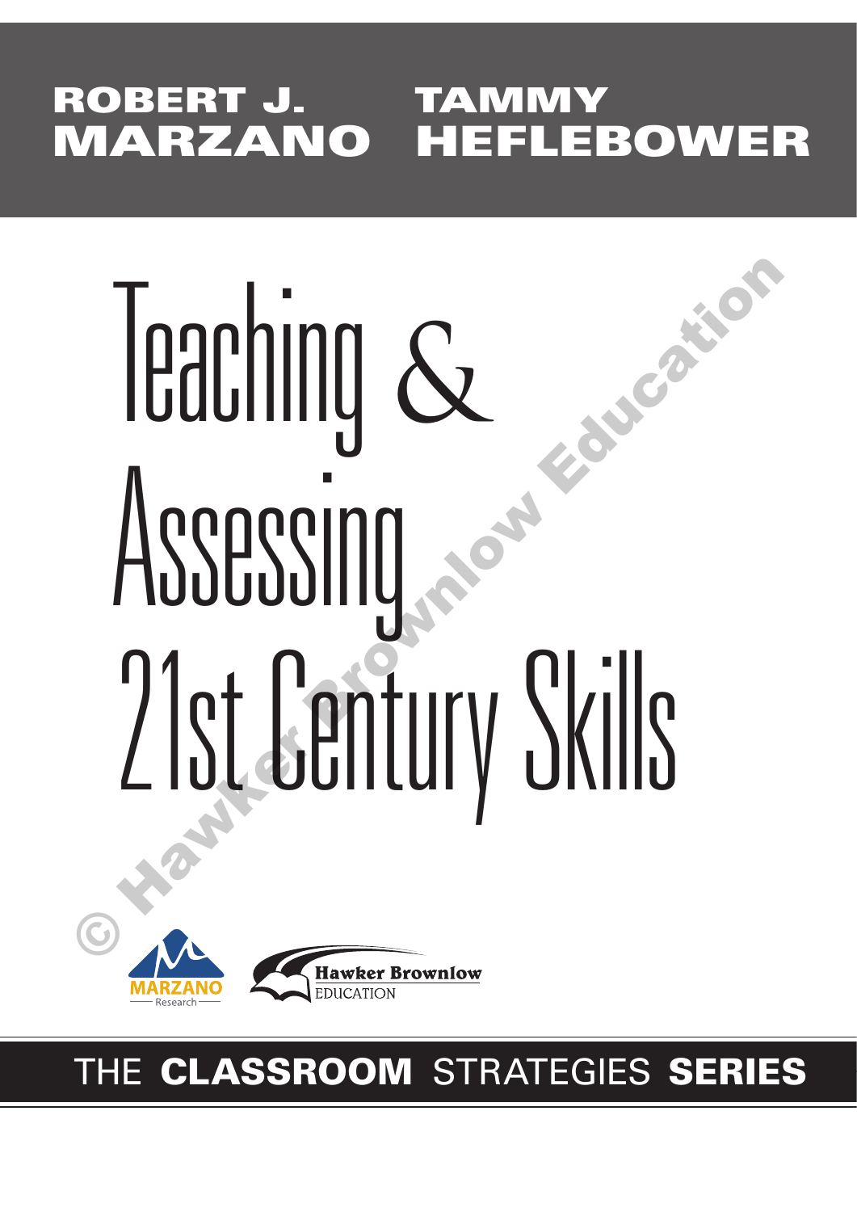ROBERT J. MARZANO

TAMMY HEFLEBOWER

# Teaching & Assessing 21st Century Skills

© Hawker Brownlow Education

MARZANO Research

Hawker Brownlow EDUCATION

THE **CLASSROOM** STRATEGIES **SERIES**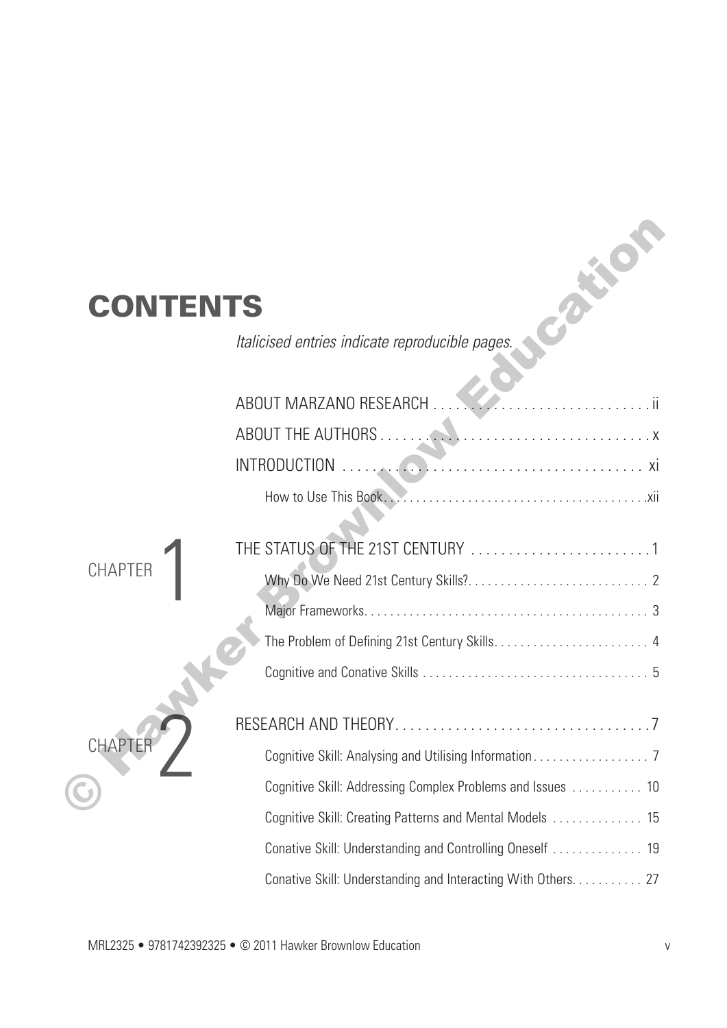# CONTENTS

*Italicised entries indicate reproducible pages.*

ABOUT MARZANO RESEARCH . . . . . . . . . . . . . . . . . . . . . . . . . . . . . . . . . ii

ABOUT THE AUTHORS . . . . . . . . . . . . . . . . . . . . . . . . . . . . . . . . . . . . . . x

INTRODUCTION . . . . . . . . . . . . . . . . . . . . . . . . . . . . . . . . . . . . . . . . . xi

- How to Use This Book . . . . . . . . . . . . . . . . . . . . . . . . . . . . . . . . . . . . . . xii

## CHAPTER 1

THE STATUS OF THE 21ST CENTURY . . . . . . . . . . . . . . . . . . . . . . . . . 1

- Why Do We Need 21st Century Skills? . . . . . . . . . . . . . . . . . . . . . . . . . . . . 2
- Major Frameworks . . . . . . . . . . . . . . . . . . . . . . . . . . . . . . . . . . . . . . . . . . 3
- The Problem of Defining 21st Century Skills . . . . . . . . . . . . . . . . . . . . . . . . 4
- Cognitive and Conative Skills . . . . . . . . . . . . . . . . . . . . . . . . . . . . . . . . . . . 5

## CHAPTER 2

RESEARCH AND THEORY . . . . . . . . . . . . . . . . . . . . . . . . . . . . . . . . . . . 7

- Cognitive Skill: Analysing and Utilising Information . . . . . . . . . . . . . . . . . . 7
- Cognitive Skill: Addressing Complex Problems and Issues . . . . . . . . . . . 10
- Cognitive Skill: Creating Patterns and Mental Models . . . . . . . . . . . . . . 15
- Conative Skill: Understanding and Controlling Oneself . . . . . . . . . . . . . . 19
- Conative Skill: Understanding and Interacting With Others . . . . . . . . . . . 27

MRL2325 • 9781742392325 • © 2011 Hawker Brownlow Education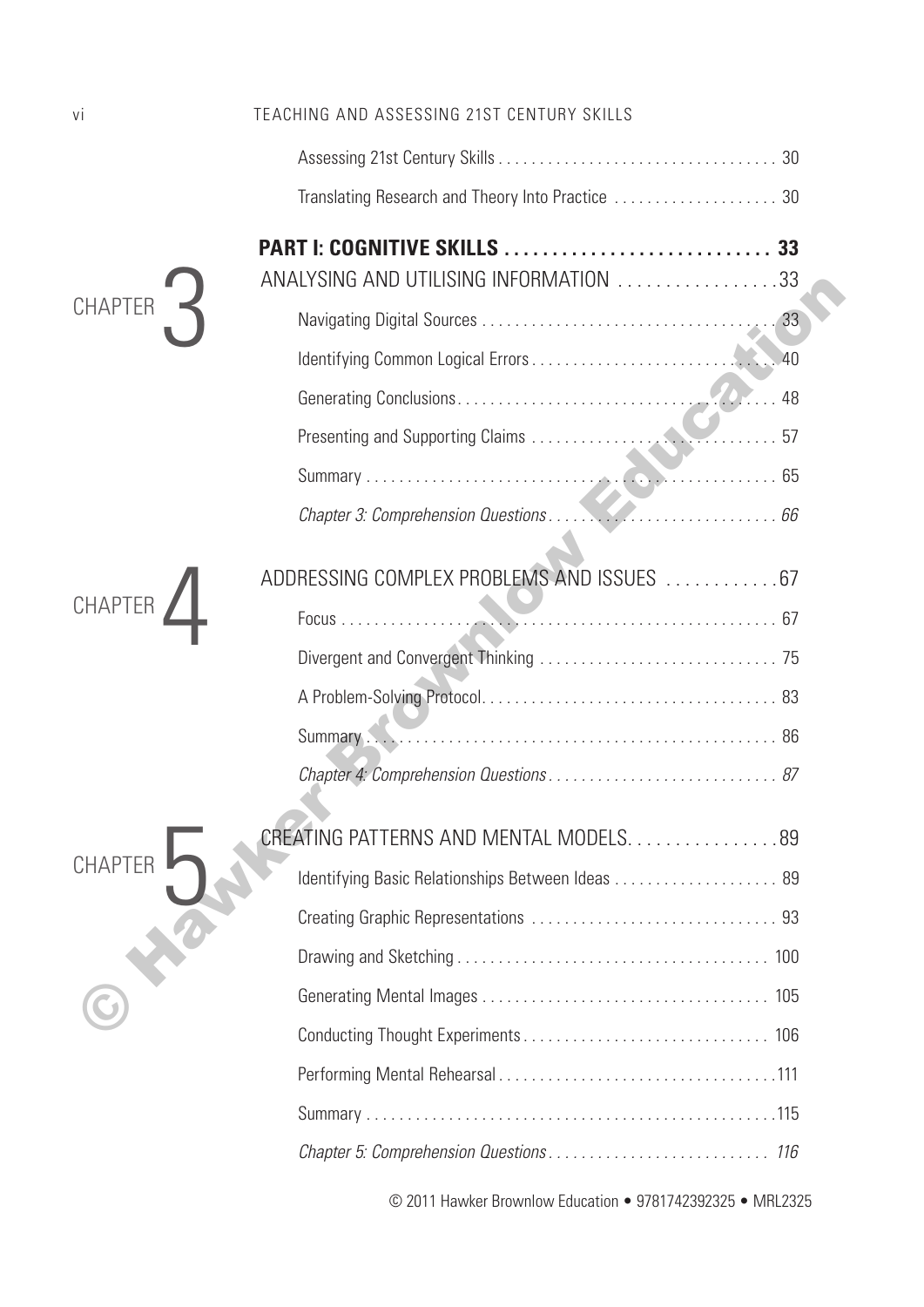Assessing 21st Century Skills . . . . . . . . . . . . . . . . . . . . . . . . . . . . . . . . . . 30

Translating Research and Theory Into Practice . . . . . . . . . . . . . . . . . . . . 30

**PART I: COGNITIVE SKILLS . . . . . . . . . . . . . . . . . . . . . . . . . . . . 33**

## CHAPTER 3

ANALYSING AND UTILISING INFORMATION . . . . . . . . . . . . . . . . .33

Navigating Digital Sources . . . . . . . . . . . . . . . . . . . . . . . . . . . . . . . . . . . 33

Identifying Common Logical Errors . . . . . . . . . . . . . . . . . . . . . . . . . . . . . 40

Generating Conclusions . . . . . . . . . . . . . . . . . . . . . . . . . . . . . . . . . . . . . 48

Presenting and Supporting Claims . . . . . . . . . . . . . . . . . . . . . . . . . . . . . 57

Summary . . . . . . . . . . . . . . . . . . . . . . . . . . . . . . . . . . . . . . . . . . . . . . . . 65

*Chapter 3: Comprehension Questions . . . . . . . . . . . . . . . . . . . . . . . . . . . 66*

## CHAPTER 4

ADDRESSING COMPLEX PROBLEMS AND ISSUES . . . . . . . . . . . .67

Focus . . . . . . . . . . . . . . . . . . . . . . . . . . . . . . . . . . . . . . . . . . . . . . . . . . 67

Divergent and Convergent Thinking . . . . . . . . . . . . . . . . . . . . . . . . . . . . 75

A Problem-Solving Protocol . . . . . . . . . . . . . . . . . . . . . . . . . . . . . . . . . . . 83

Summary . . . . . . . . . . . . . . . . . . . . . . . . . . . . . . . . . . . . . . . . . . . . . . . . 86

*Chapter 4: Comprehension Questions . . . . . . . . . . . . . . . . . . . . . . . . . . . 87*

## CHAPTER 5

CREATING PATTERNS AND MENTAL MODELS . . . . . . . . . . . . . . . .89

Identifying Basic Relationships Between Ideas . . . . . . . . . . . . . . . . . . . . 89

Creating Graphic Representations . . . . . . . . . . . . . . . . . . . . . . . . . . . . . 93

Drawing and Sketching . . . . . . . . . . . . . . . . . . . . . . . . . . . . . . . . . . . . 100

Generating Mental Images . . . . . . . . . . . . . . . . . . . . . . . . . . . . . . . . . . 105

Conducting Thought Experiments . . . . . . . . . . . . . . . . . . . . . . . . . . . . 106

Performing Mental Rehearsal . . . . . . . . . . . . . . . . . . . . . . . . . . . . . . . . .111

Summary . . . . . . . . . . . . . . . . . . . . . . . . . . . . . . . . . . . . . . . . . . . . . . . .115

*Chapter 5: Comprehension Questions . . . . . . . . . . . . . . . . . . . . . . . . . . 116*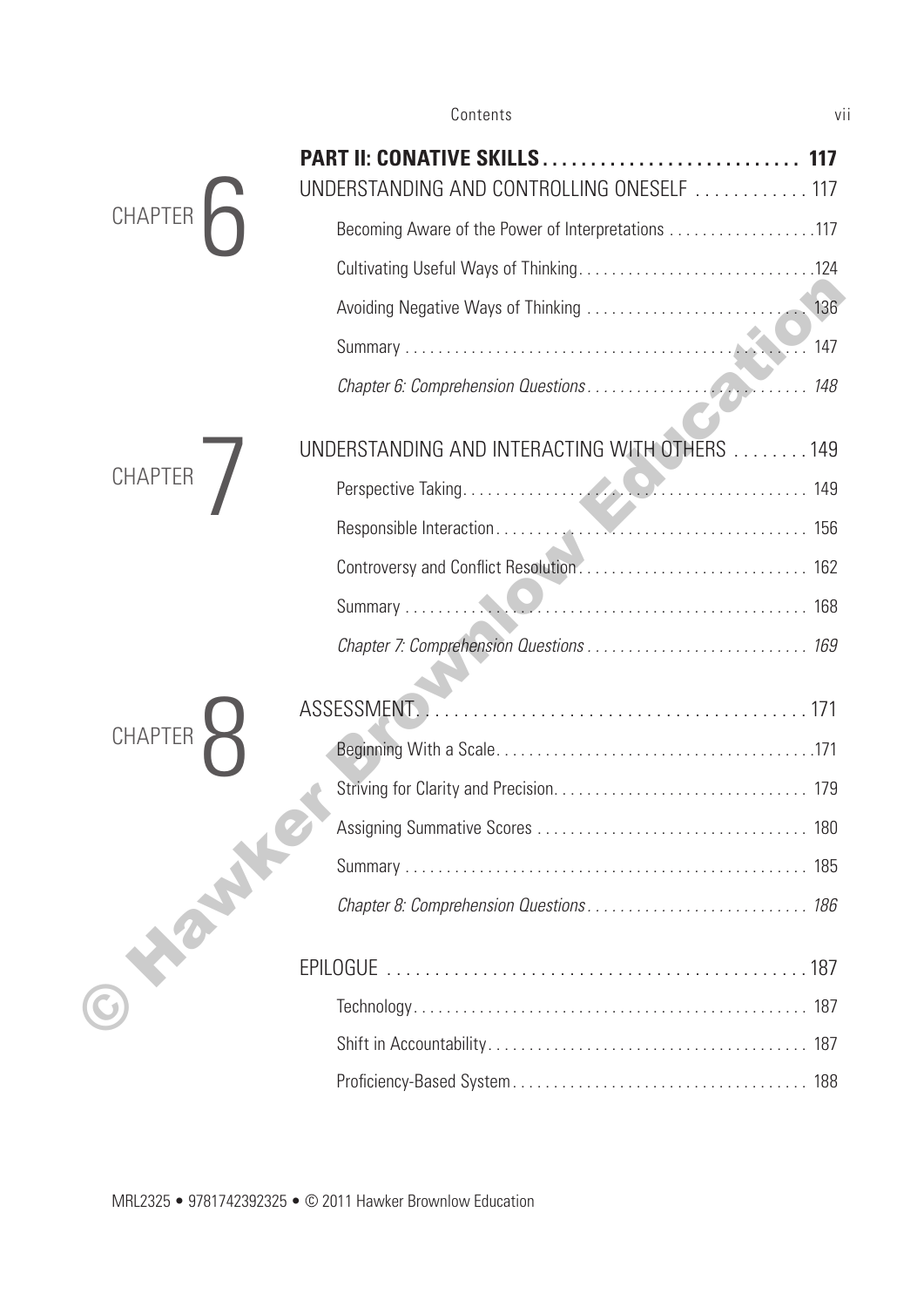**PART II: CONATIVE SKILLS . . . . . . . . . . . . . . . . . . . . . . . . . . . 117**

## CHAPTER 6

UNDERSTANDING AND CONTROLLING ONESELF . . . . . . . . . . . . 117

Becoming Aware of the Power of Interpretations . . . . . . . . . . . . . . . . . . 117

Cultivating Useful Ways of Thinking . . . . . . . . . . . . . . . . . . . . . . . . . . . . 124

Avoiding Negative Ways of Thinking . . . . . . . . . . . . . . . . . . . . . . . . . . . 136

Summary . . . . . . . . . . . . . . . . . . . . . . . . . . . . . . . . . . . . . . . . . . . . . . 147

*Chapter 6: Comprehension Questions . . . . . . . . . . . . . . . . . . . . . . . . . . 148*

## CHAPTER 7

UNDERSTANDING AND INTERACTING WITH OTHERS . . . . . . . . 149

Perspective Taking . . . . . . . . . . . . . . . . . . . . . . . . . . . . . . . . . . . . . . . 149

Responsible Interaction . . . . . . . . . . . . . . . . . . . . . . . . . . . . . . . . . . . . 156

Controversy and Conflict Resolution . . . . . . . . . . . . . . . . . . . . . . . . . . . 162

Summary . . . . . . . . . . . . . . . . . . . . . . . . . . . . . . . . . . . . . . . . . . . . . . 168

*Chapter 7: Comprehension Questions . . . . . . . . . . . . . . . . . . . . . . . . . . 169*

## CHAPTER 8

ASSESSMENT . . . . . . . . . . . . . . . . . . . . . . . . . . . . . . . . . . . . . . . . . 171

Beginning With a Scale . . . . . . . . . . . . . . . . . . . . . . . . . . . . . . . . . . . . 171

Striving for Clarity and Precision . . . . . . . . . . . . . . . . . . . . . . . . . . . . . . 179

Assigning Summative Scores . . . . . . . . . . . . . . . . . . . . . . . . . . . . . . . . 180

Summary . . . . . . . . . . . . . . . . . . . . . . . . . . . . . . . . . . . . . . . . . . . . . . 185

*Chapter 8: Comprehension Questions . . . . . . . . . . . . . . . . . . . . . . . . . . 186*

EPILOGUE . . . . . . . . . . . . . . . . . . . . . . . . . . . . . . . . . . . . . . . . . . . . 187

Technology . . . . . . . . . . . . . . . . . . . . . . . . . . . . . . . . . . . . . . . . . . . . . 187

Shift in Accountability . . . . . . . . . . . . . . . . . . . . . . . . . . . . . . . . . . . . . 187

Proficiency-Based System . . . . . . . . . . . . . . . . . . . . . . . . . . . . . . . . . . 188

MRL2325 • 9781742392325 • © 2011 Hawker Brownlow Education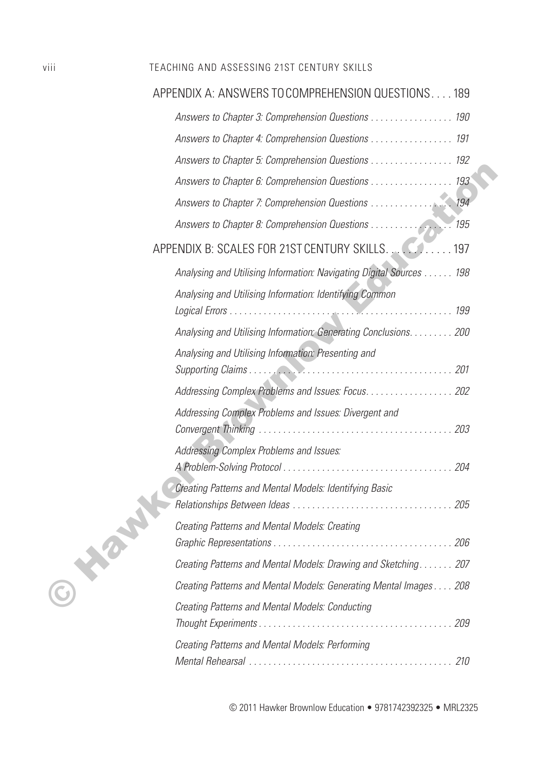## APPENDIX A: ANSWERS TO COMPREHENSION QUESTIONS . . . . 189

*Answers to Chapter 3: Comprehension Questions . . . . . . . . . . . . . . . . . 190*

*Answers to Chapter 4: Comprehension Questions . . . . . . . . . . . . . . . . . 191*

*Answers to Chapter 5: Comprehension Questions . . . . . . . . . . . . . . . . . 192*

*Answers to Chapter 6: Comprehension Questions . . . . . . . . . . . . . . . . . 193*

*Answers to Chapter 7: Comprehension Questions . . . . . . . . . . . . . . . . . 194*

*Answers to Chapter 8: Comprehension Questions . . . . . . . . . . . . . . . . . 195*

## APPENDIX B: SCALES FOR 21ST CENTURY SKILLS . . . . . . . . . . . . 197

*Analysing and Utilising Information: Navigating Digital Sources . . . . . . 198*

*Analysing and Utilising Information: Identifying Common Logical Errors . . . . . . . . . . . . . . . . . . . . . . . . . . . . . . . . . . . . . . . . . . . . . . . 199*

*Analysing and Utilising Information: Generating Conclusions. . . . . . . . . 200*

*Analysing and Utilising Information: Presenting and Supporting Claims . . . . . . . . . . . . . . . . . . . . . . . . . . . . . . . . . . . . . . . . . . . 201*

*Addressing Complex Problems and Issues: Focus. . . . . . . . . . . . . . . . . . 202*

*Addressing Complex Problems and Issues: Divergent and Convergent Thinking . . . . . . . . . . . . . . . . . . . . . . . . . . . . . . . . . . . . . . . . 203*

*Addressing Complex Problems and Issues: A Problem-Solving Protocol . . . . . . . . . . . . . . . . . . . . . . . . . . . . . . . . . . . 204*

*Creating Patterns and Mental Models: Identifying Basic Relationships Between Ideas . . . . . . . . . . . . . . . . . . . . . . . . . . . . . . . . . 205*

*Creating Patterns and Mental Models: Creating Graphic Representations . . . . . . . . . . . . . . . . . . . . . . . . . . . . . . . . . . . . . 206*

*Creating Patterns and Mental Models: Drawing and Sketching. . . . . . . 207*

*Creating Patterns and Mental Models: Generating Mental Images . . . . 208*

*Creating Patterns and Mental Models: Conducting Thought Experiments . . . . . . . . . . . . . . . . . . . . . . . . . . . . . . . . . . . . . . . . 209*

*Creating Patterns and Mental Models: Performing Mental Rehearsal . . . . . . . . . . . . . . . . . . . . . . . . . . . . . . . . . . . . . . . . . . 210*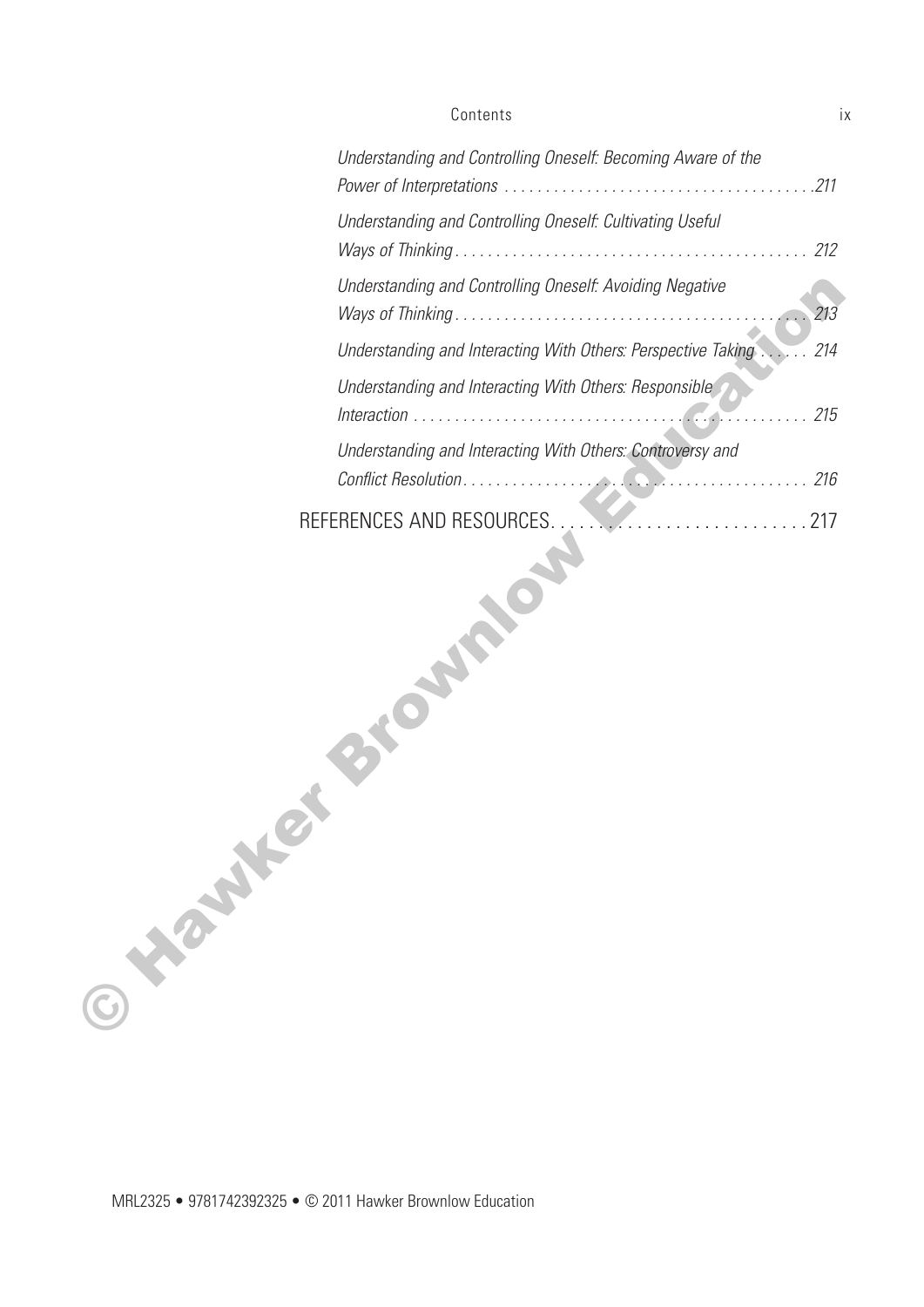*Understanding and Controlling Oneself: Becoming Aware of the Power of Interpretations* . . . . . . . . . . . . . . . . . . . . . . . . . . . . . . . . . . . . . . . 211

*Understanding and Controlling Oneself: Cultivating Useful Ways of Thinking* . . . . . . . . . . . . . . . . . . . . . . . . . . . . . . . . . . . . . . . . . . 212

*Understanding and Controlling Oneself: Avoiding Negative Ways of Thinking* . . . . . . . . . . . . . . . . . . . . . . . . . . . . . . . . . . . . . . . . . 213

*Understanding and Interacting With Others: Perspective Taking* . . . . . . 214

*Understanding and Interacting With Others: Responsible Interaction* . . . . . . . . . . . . . . . . . . . . . . . . . . . . . . . . . . . . . . . . . . . . . . . 215

*Understanding and Interacting With Others: Controversy and Conflict Resolution* . . . . . . . . . . . . . . . . . . . . . . . . . . . . . . . . . . . . . . . . . 216

REFERENCES AND RESOURCES . . . . . . . . . . . . . . . . . . . . . . . . . . . . 217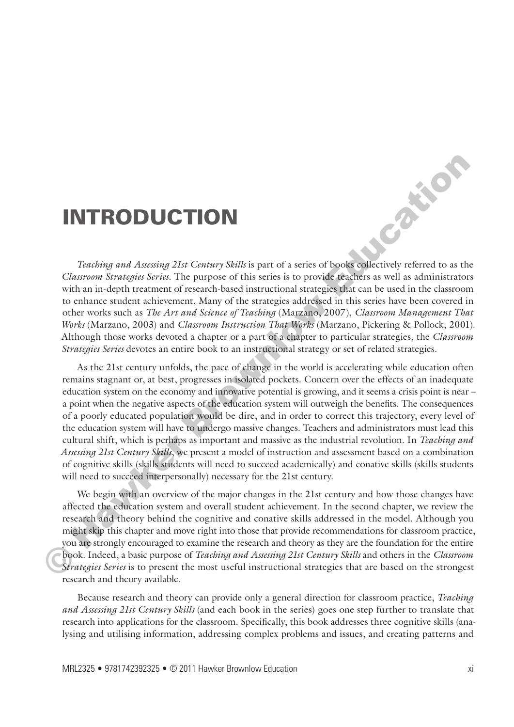# INTRODUCTION

*Teaching and Assessing 21st Century Skills* is part of a series of books collectively referred to as the *Classroom Strategies Series*. The purpose of this series is to provide teachers as well as administrators with an in-depth treatment of research-based instructional strategies that can be used in the classroom to enhance student achievement. Many of the strategies addressed in this series have been covered in other works such as *The Art and Science of Teaching* (Marzano, 2007), *Classroom Management That Works* (Marzano, 2003) and *Classroom Instruction That Works* (Marzano, Pickering & Pollock, 2001). Although those works devoted a chapter or a part of a chapter to particular strategies, the *Classroom Strategies Series* devotes an entire book to an instructional strategy or set of related strategies.

As the 21st century unfolds, the pace of change in the world is accelerating while education often remains stagnant or, at best, progresses in isolated pockets. Concern over the effects of an inadequate education system on the economy and innovative potential is growing, and it seems a crisis point is near – a point when the negative aspects of the education system will outweigh the benefits. The consequences of a poorly educated population would be dire, and in order to correct this trajectory, every level of the education system will have to undergo massive changes. Teachers and administrators must lead this cultural shift, which is perhaps as important and massive as the industrial revolution. In *Teaching and Assessing 21st Century Skills*, we present a model of instruction and assessment based on a combination of cognitive skills (skills students will need to succeed academically) and conative skills (skills students will need to succeed interpersonally) necessary for the 21st century.

We begin with an overview of the major changes in the 21st century and how those changes have affected the education system and overall student achievement. In the second chapter, we review the research and theory behind the cognitive and conative skills addressed in the model. Although you might skip this chapter and move right into those that provide recommendations for classroom practice, you are strongly encouraged to examine the research and theory as they are the foundation for the entire book. Indeed, a basic purpose of *Teaching and Assessing 21st Century Skills* and others in the *Classroom Strategies Series* is to present the most useful instructional strategies that are based on the strongest research and theory available.

Because research and theory can provide only a general direction for classroom practice, *Teaching and Assessing 21st Century Skills* (and each book in the series) goes one step further to translate that research into applications for the classroom. Specifically, this book addresses three cognitive skills (analysing and utilising information, addressing complex problems and issues, and creating patterns and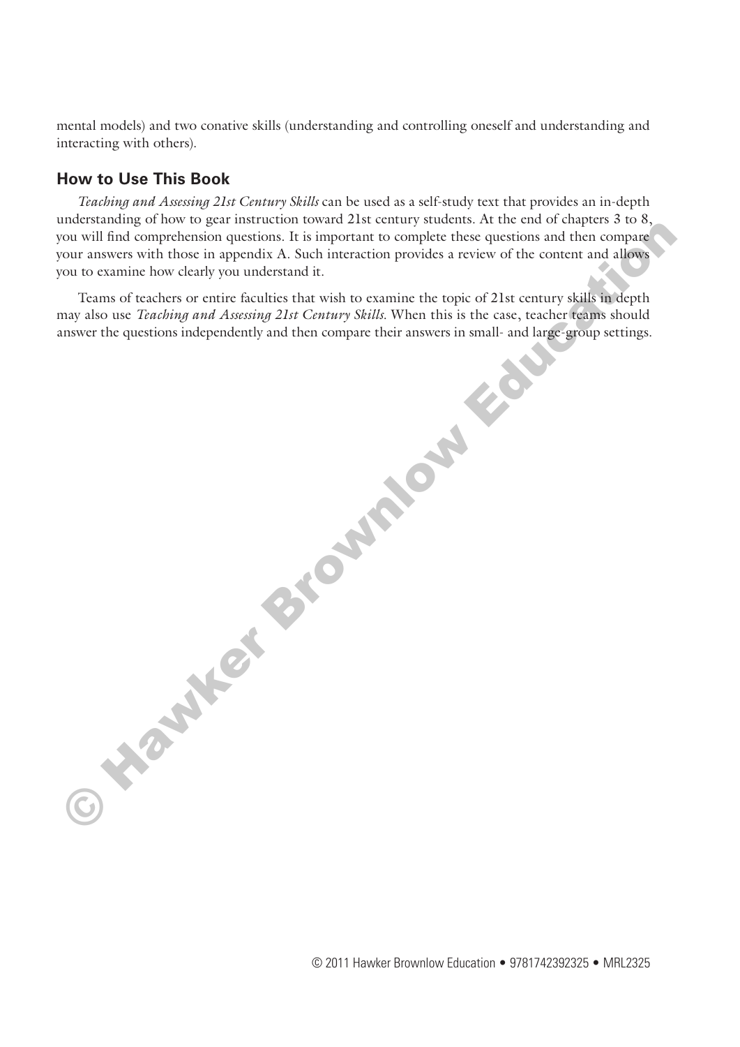mental models) and two conative skills (understanding and controlling oneself and understanding and interacting with others).

## How to Use This Book

*Teaching and Assessing 21st Century Skills* can be used as a self-study text that provides an in-depth understanding of how to gear instruction toward 21st century students. At the end of chapters 3 to 8, you will find comprehension questions. It is important to complete these questions and then compare your answers with those in appendix A. Such interaction provides a review of the content and allows you to examine how clearly you understand it.

Teams of teachers or entire faculties that wish to examine the topic of 21st century skills in depth may also use *Teaching and Assessing 21st Century Skills*. When this is the case, teacher teams should answer the questions independently and then compare their answers in small- and large-group settings.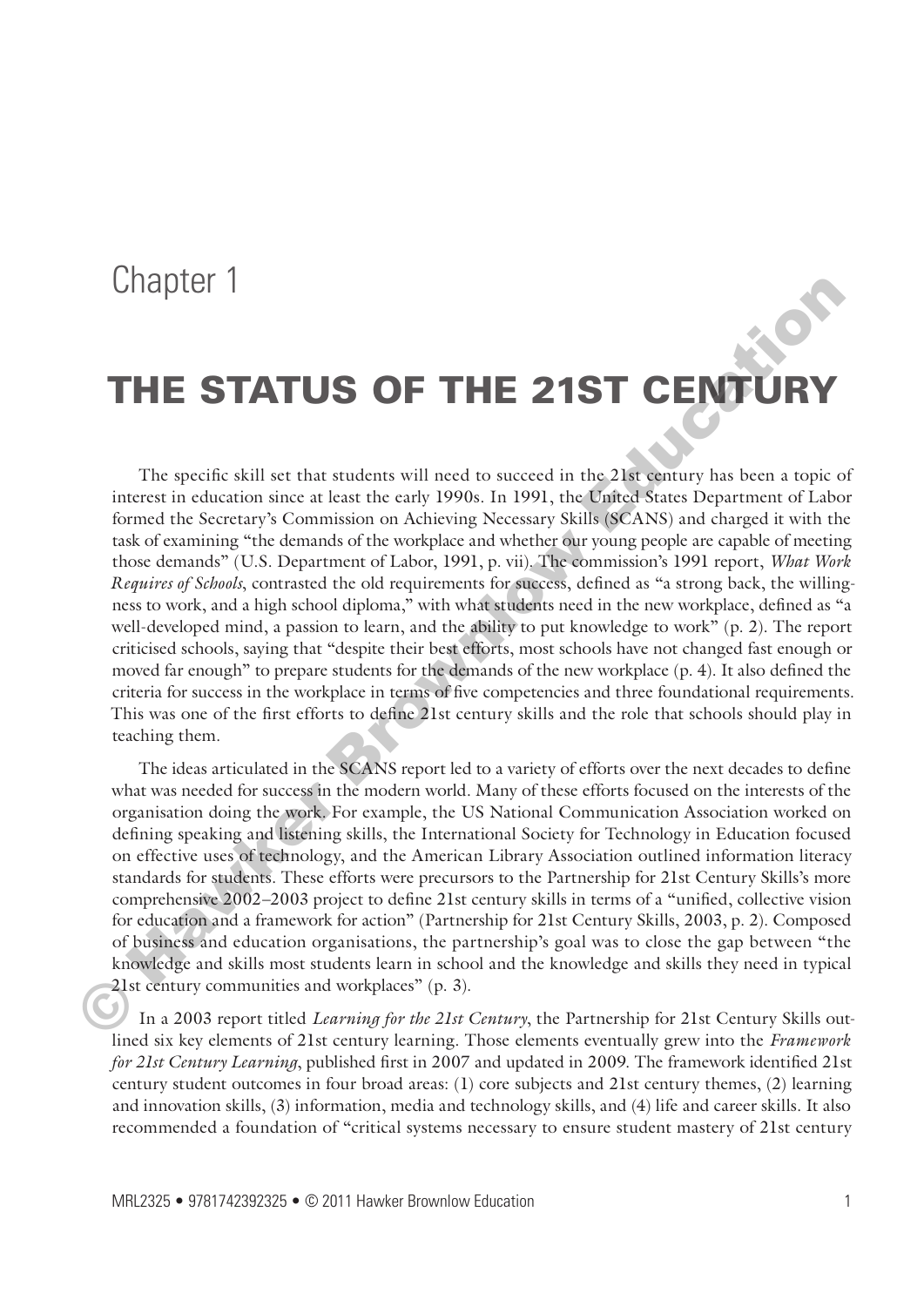Chapter 1

# THE STATUS OF THE 21ST CENTURY

The specific skill set that students will need to succeed in the 21st century has been a topic of interest in education since at least the early 1990s. In 1991, the United States Department of Labor formed the Secretary's Commission on Achieving Necessary Skills (SCANS) and charged it with the task of examining "the demands of the workplace and whether our young people are capable of meeting those demands" (U.S. Department of Labor, 1991, p. vii). The commission's 1991 report, *What Work Requires of Schools*, contrasted the old requirements for success, defined as "a strong back, the willingness to work, and a high school diploma," with what students need in the new workplace, defined as "a well-developed mind, a passion to learn, and the ability to put knowledge to work" (p. 2). The report criticised schools, saying that "despite their best efforts, most schools have not changed fast enough or moved far enough" to prepare students for the demands of the new workplace (p. 4). It also defined the criteria for success in the workplace in terms of five competencies and three foundational requirements. This was one of the first efforts to define 21st century skills and the role that schools should play in teaching them.

The ideas articulated in the SCANS report led to a variety of efforts over the next decades to define what was needed for success in the modern world. Many of these efforts focused on the interests of the organisation doing the work. For example, the US National Communication Association worked on defining speaking and listening skills, the International Society for Technology in Education focused on effective uses of technology, and the American Library Association outlined information literacy standards for students. These efforts were precursors to the Partnership for 21st Century Skills's more comprehensive 2002–2003 project to define 21st century skills in terms of a "unified, collective vision for education and a framework for action" (Partnership for 21st Century Skills, 2003, p. 2). Composed of business and education organisations, the partnership's goal was to close the gap between "the knowledge and skills most students learn in school and the knowledge and skills they need in typical 21st century communities and workplaces" (p. 3).

In a 2003 report titled *Learning for the 21st Century*, the Partnership for 21st Century Skills outlined six key elements of 21st century learning. Those elements eventually grew into the *Framework for 21st Century Learning*, published first in 2007 and updated in 2009. The framework identified 21st century student outcomes in four broad areas: (1) core subjects and 21st century themes, (2) learning and innovation skills, (3) information, media and technology skills, and (4) life and career skills. It also recommended a foundation of "critical systems necessary to ensure student mastery of 21st century